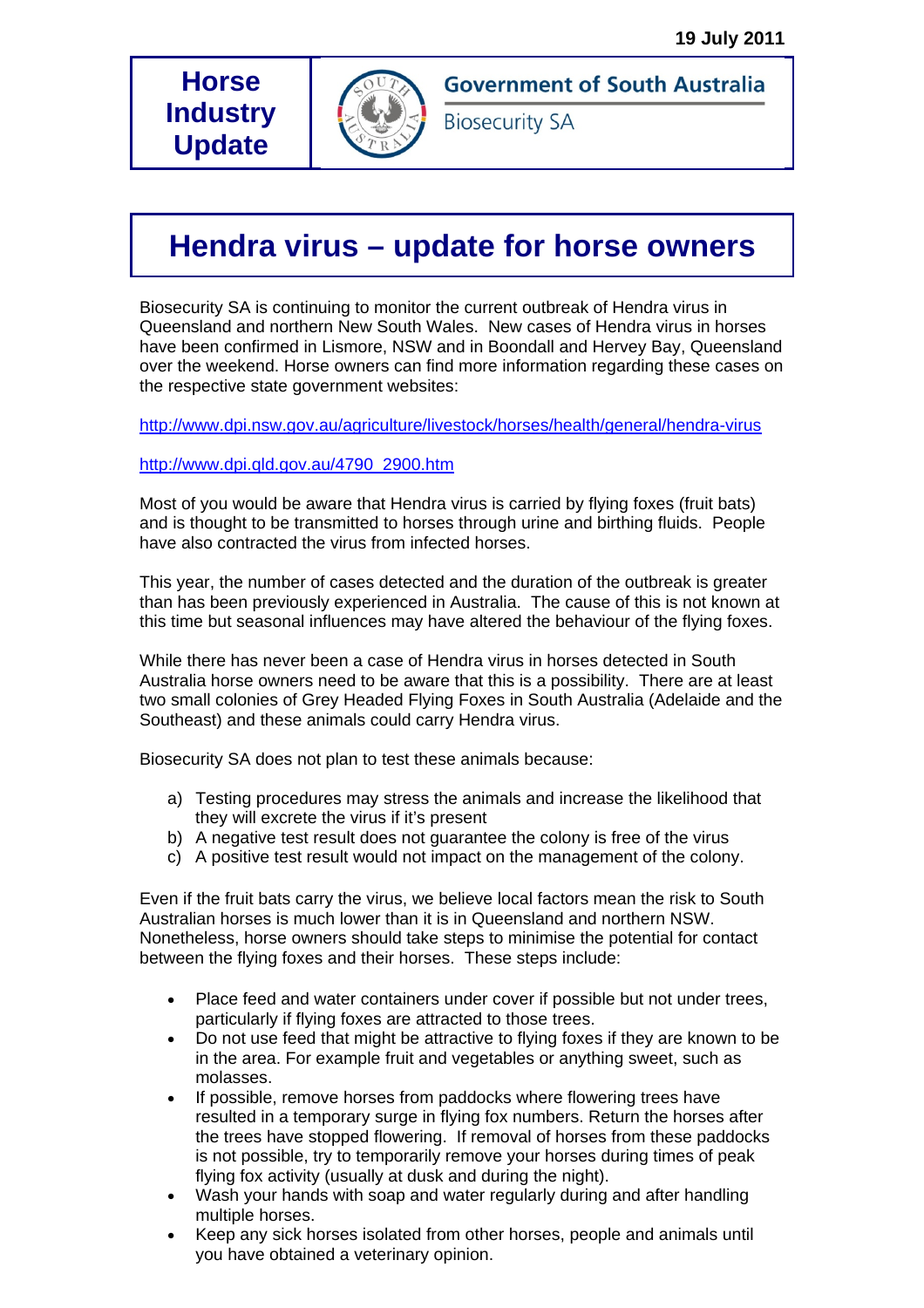19 July 2011

**Horse Industry Update**

**Government of South Australia**

Biosecurity SA

# Hendra virus – update for horse owners

Biosecurity SA is continuing to monitor the current outbreak of Hendra virus in Queensland and northern New South Wales. New cases of Hendra virus in horses have been confirmed in Lismore, NSW and in Boondall and Hervey Bay, Queensland over the weekend. Horse owners can find more information regarding these cases on the respective state government websites:

http://www.dpi.nsw.gov.au/agriculture/livestock/horses/health/general/hendra-virus

http://www.dpi.qld.gov.au/4790_2900.htm

Most of you would be aware that Hendra virus is carried by flying foxes (fruit bats) and is thought to be transmitted to horses through urine and birthing fluids. People have also contracted the virus from infected horses.

This year, the number of cases detected and the duration of the outbreak is greater than has been previously experienced in Australia. The cause of this is not known at this time but seasonal influences may have altered the behaviour of the flying foxes.

While there has never been a case of Hendra virus in horses detected in South Australia horse owners need to be aware that this is a possibility. There are at least two small colonies of Grey Headed Flying Foxes in South Australia (Adelaide and the Southeast) and these animals could carry Hendra virus.

Biosecurity SA does not plan to test these animals because:

a) Testing procedures may stress the animals and increase the likelihood that they will excrete the virus if it's present
b) A negative test result does not guarantee the colony is free of the virus
c) A positive test result would not impact on the management of the colony.

Even if the fruit bats carry the virus, we believe local factors mean the risk to South Australian horses is much lower than it is in Queensland and northern NSW. Nonetheless, horse owners should take steps to minimise the potential for contact between the flying foxes and their horses. These steps include:

- Place feed and water containers under cover if possible but not under trees, particularly if flying foxes are attracted to those trees.
- Do not use feed that might be attractive to flying foxes if they are known to be in the area. For example fruit and vegetables or anything sweet, such as molasses.
- If possible, remove horses from paddocks where flowering trees have resulted in a temporary surge in flying fox numbers. Return the horses after the trees have stopped flowering. If removal of horses from these paddocks is not possible, try to temporarily remove your horses during times of peak flying fox activity (usually at dusk and during the night).
- Wash your hands with soap and water regularly during and after handling multiple horses.
- Keep any sick horses isolated from other horses, people and animals until you have obtained a veterinary opinion.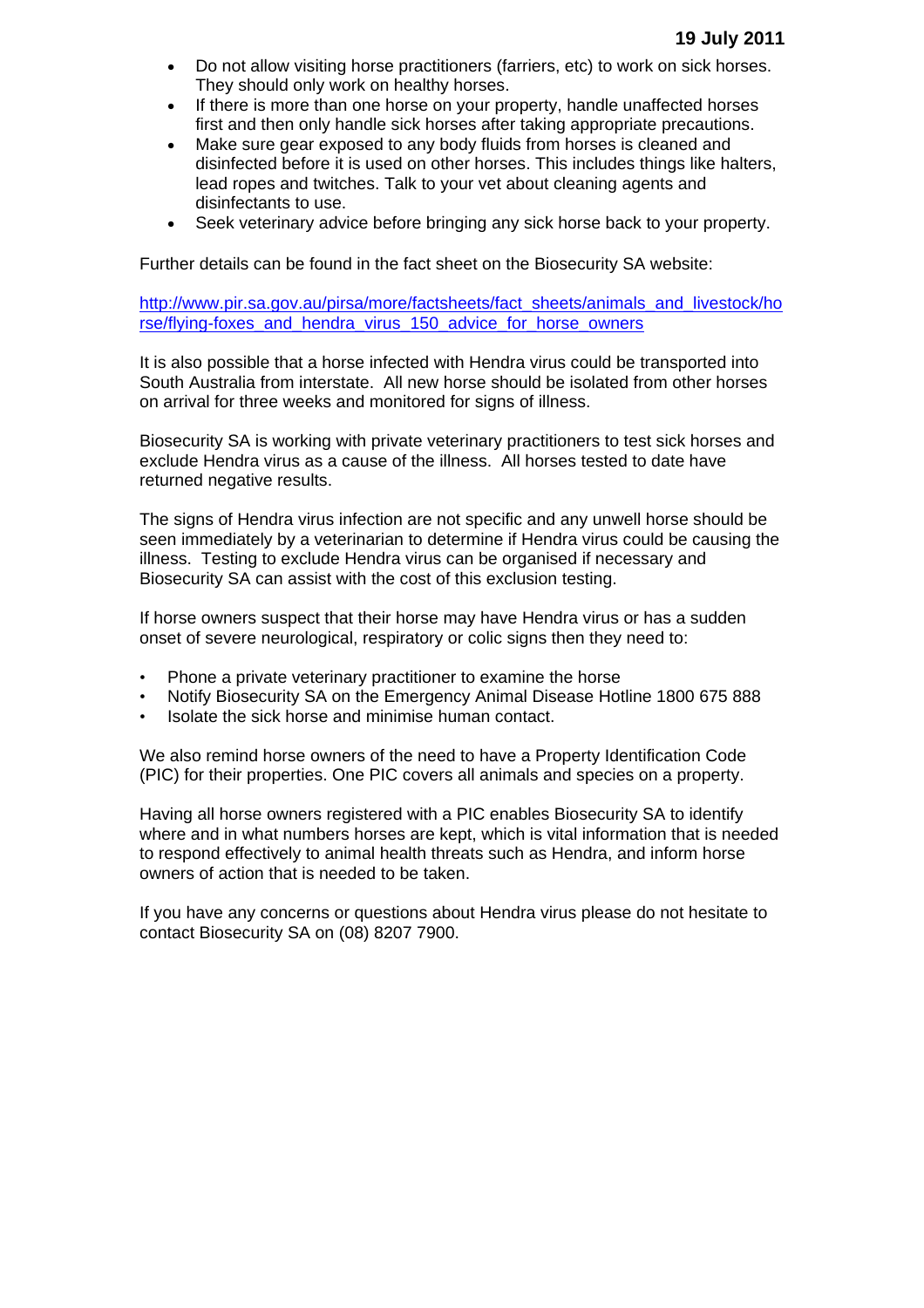- Do not allow visiting horse practitioners (farriers, etc) to work on sick horses. They should only work on healthy horses.
- If there is more than one horse on your property, handle unaffected horses first and then only handle sick horses after taking appropriate precautions.
- Make sure gear exposed to any body fluids from horses is cleaned and disinfected before it is used on other horses. This includes things like halters, lead ropes and twitches. Talk to your vet about cleaning agents and disinfectants to use.
- Seek veterinary advice before bringing any sick horse back to your property.

Further details can be found in the fact sheet on the Biosecurity SA website:

http://www.pir.sa.gov.au/pirsa/more/factsheets/fact_sheets/animals_and_livestock/horse/flying-foxes_and_hendra_virus_150_advice_for_horse_owners

It is also possible that a horse infected with Hendra virus could be transported into South Australia from interstate. All new horse should be isolated from other horses on arrival for three weeks and monitored for signs of illness.

Biosecurity SA is working with private veterinary practitioners to test sick horses and exclude Hendra virus as a cause of the illness. All horses tested to date have returned negative results.

The signs of Hendra virus infection are not specific and any unwell horse should be seen immediately by a veterinarian to determine if Hendra virus could be causing the illness. Testing to exclude Hendra virus can be organised if necessary and Biosecurity SA can assist with the cost of this exclusion testing.

If horse owners suspect that their horse may have Hendra virus or has a sudden onset of severe neurological, respiratory or colic signs then they need to:

- Phone a private veterinary practitioner to examine the horse
- Notify Biosecurity SA on the Emergency Animal Disease Hotline 1800 675 888
- Isolate the sick horse and minimise human contact.

We also remind horse owners of the need to have a Property Identification Code (PIC) for their properties. One PIC covers all animals and species on a property.

Having all horse owners registered with a PIC enables Biosecurity SA to identify where and in what numbers horses are kept, which is vital information that is needed to respond effectively to animal health threats such as Hendra, and inform horse owners of action that is needed to be taken.

If you have any concerns or questions about Hendra virus please do not hesitate to contact Biosecurity SA on (08) 8207 7900.